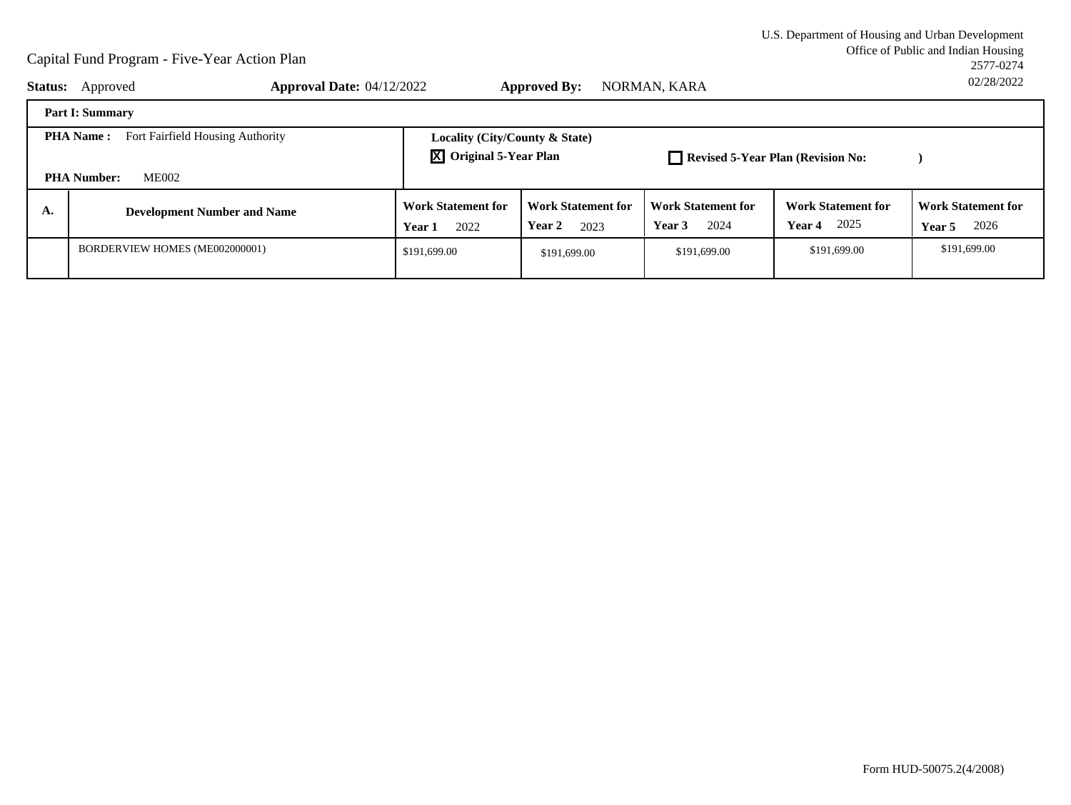U.S. Department of Housing and Urban Development
Office of Public and Indian Housing
2577-0274
02/28/2022

# Capital Fund Program - Five-Year Action Plan

**Status:** Approved **Approval Date:** 04/12/2022 **Approved By:** NORMAN, KARA

**Part I: Summary**

**PHA Name :** Fort Fairfield Housing Authority

**PHA Number:** ME002

**Locality (City/County & State)**

[X] **Original 5-Year Plan** [ ] **Revised 5-Year Plan (Revision No: )**

| A. | Development Number and Name | Work Statement for Year 1 2022 | Work Statement for Year 2 2023 | Work Statement for Year 3 2024 | Work Statement for Year 4 2025 | Work Statement for Year 5 2026 |
|---|---|---|---|---|---|---|
| | BORDERVIEW HOMES (ME002000001) | $191,699.00 | $191,699.00 | $191,699.00 | $191,699.00 | $191,699.00 |

Form HUD-50075.2(4/2008)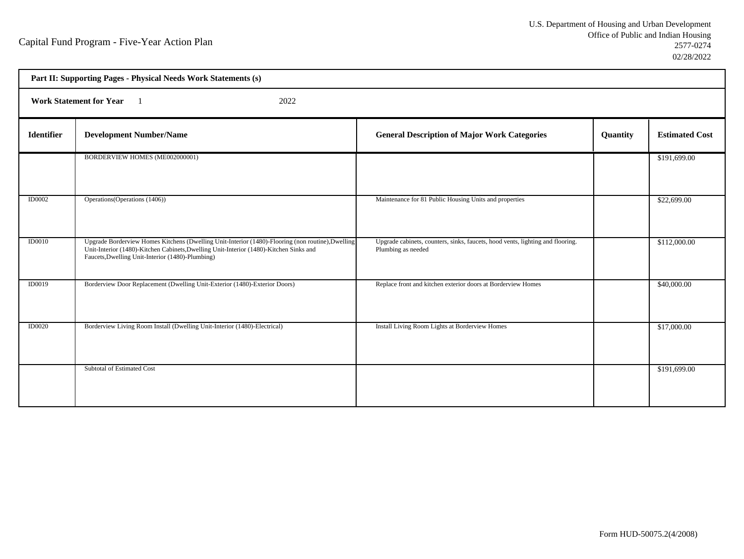Capital Fund Program - Five-Year Action Plan

U.S. Department of Housing and Urban Development
Office of Public and Indian Housing
2577-0274
02/28/2022

**Part II: Supporting Pages - Physical Needs Work Statements (s)**

**Work Statement for Year** 1 2022

| Identifier | Development Number/Name | General Description of Major Work Categories | Quantity | Estimated Cost |
|---|---|---|---|---|
| | BORDERVIEW HOMES (ME002000001) | | | $191,699.00 |
| ID0002 | Operations(Operations (1406)) | Maintenance for 81 Public Housing Units and properties | | $22,699.00 |
| ID0010 | Upgrade Borderview Homes Kitchens (Dwelling Unit-Interior (1480)-Flooring (non routine),Dwelling Unit-Interior (1480)-Kitchen Cabinets,Dwelling Unit-Interior (1480)-Kitchen Sinks and Faucets,Dwelling Unit-Interior (1480)-Plumbing) | Upgrade cabinets, counters, sinks, faucets, hood vents, lighting and flooring. Plumbing as needed | | $112,000.00 |
| ID0019 | Borderview Door Replacement (Dwelling Unit-Exterior (1480)-Exterior Doors) | Replace front and kitchen exterior doors at Borderview Homes | | $40,000.00 |
| ID0020 | Borderview Living Room Install (Dwelling Unit-Interior (1480)-Electrical) | Install Living Room Lights at Borderview Homes | | $17,000.00 |
| | Subtotal of Estimated Cost | | | $191,699.00 |

Form HUD-50075.2(4/2008)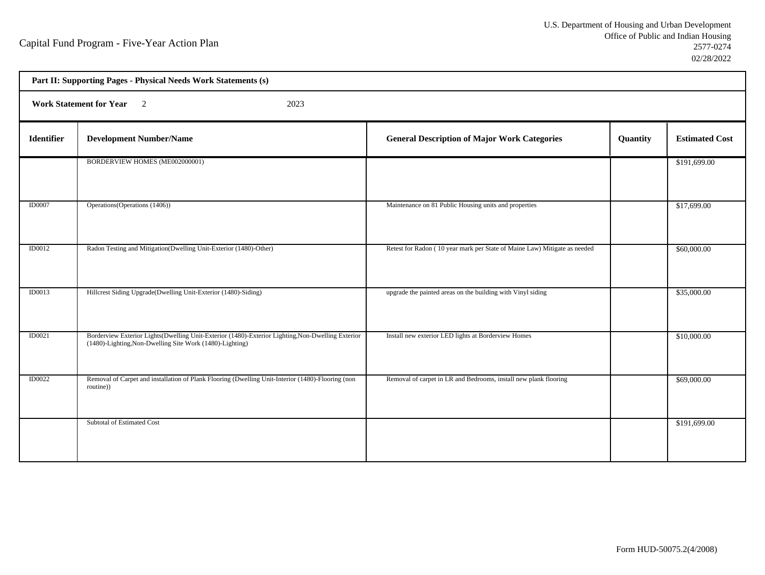Capital Fund Program - Five-Year Action Plan

U.S. Department of Housing and Urban Development
Office of Public and Indian Housing
2577-0274
02/28/2022

**Part II: Supporting Pages - Physical Needs Work Statements (s)**

**Work Statement for Year** 2 2023

| Identifier | Development Number/Name | General Description of Major Work Categories | Quantity | Estimated Cost |
|---|---|---|---|---|
| | BORDERVIEW HOMES (ME002000001) | | | $191,699.00 |
| ID0007 | Operations(Operations (1406)) | Maintenance on 81 Public Housing units and properties | | $17,699.00 |
| ID0012 | Radon Testing and Mitigation(Dwelling Unit-Exterior (1480)-Other) | Retest for Radon ( 10 year mark per State of Maine Law) Mitigate as needed | | $60,000.00 |
| ID0013 | Hillcrest Siding Upgrade(Dwelling Unit-Exterior (1480)-Siding) | upgrade the painted areas on the building with Vinyl siding | | $35,000.00 |
| ID0021 | Borderview Exterior Lights(Dwelling Unit-Exterior (1480)-Exterior Lighting,Non-Dwelling Exterior (1480)-Lighting,Non-Dwelling Site Work (1480)-Lighting) | Install new exterior LED lights at Borderview Homes | | $10,000.00 |
| ID0022 | Removal of Carpet and installation of Plank Flooring (Dwelling Unit-Interior (1480)-Flooring (non routine)) | Removal of carpet in LR and Bedrooms, install new plank flooring | | $69,000.00 |
| | Subtotal of Estimated Cost | | | $191,699.00 |

Form HUD-50075.2(4/2008)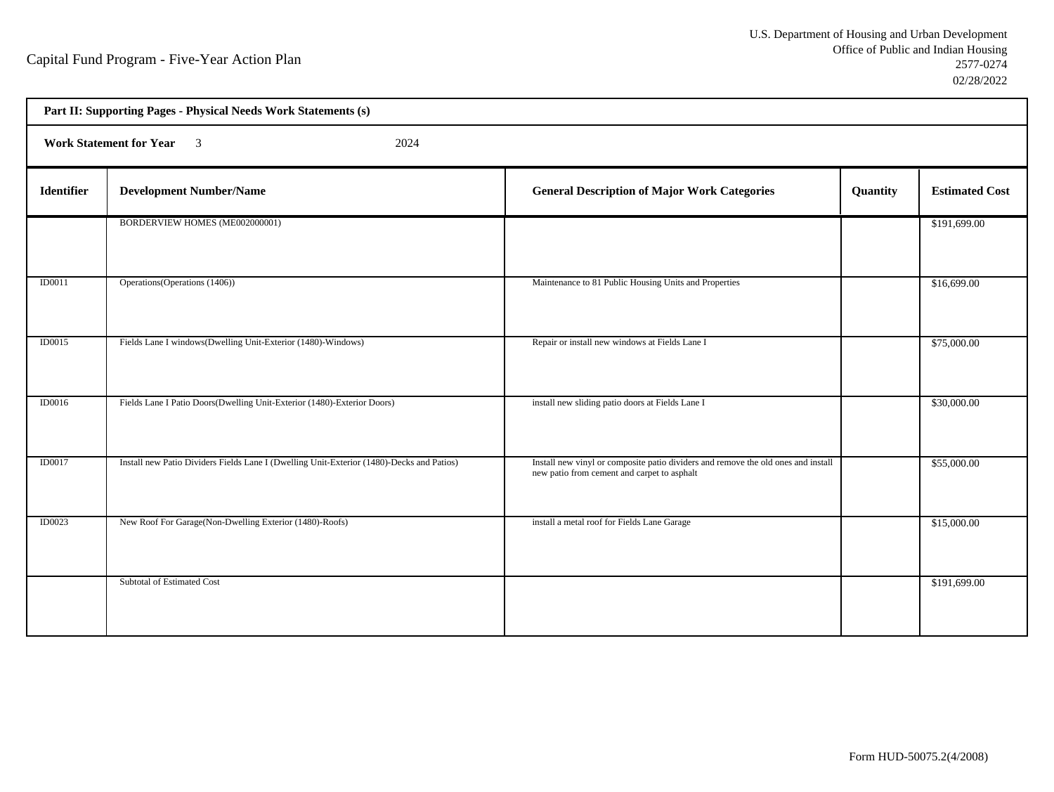Capital Fund Program - Five-Year Action Plan

U.S. Department of Housing and Urban Development
Office of Public and Indian Housing
2577-0274
02/28/2022

**Part II: Supporting Pages - Physical Needs Work Statements (s)**

**Work Statement for Year** 3 2024

| Identifier | Development Number/Name | General Description of Major Work Categories | Quantity | Estimated Cost |
|---|---|---|---|---|
| | BORDERVIEW HOMES (ME002000001) | | | $191,699.00 |
| ID0011 | Operations(Operations (1406)) | Maintenance to 81 Public Housing Units and Properties | | $16,699.00 |
| ID0015 | Fields Lane I windows(Dwelling Unit-Exterior (1480)-Windows) | Repair or install new windows at Fields Lane I | | $75,000.00 |
| ID0016 | Fields Lane I Patio Doors(Dwelling Unit-Exterior (1480)-Exterior Doors) | install new sliding patio doors at Fields Lane I | | $30,000.00 |
| ID0017 | Install new Patio Dividers Fields Lane I (Dwelling Unit-Exterior (1480)-Decks and Patios) | Install new vinyl or composite patio dividers and remove the old ones and install new patio from cement and carpet to asphalt | | $55,000.00 |
| ID0023 | New Roof For Garage(Non-Dwelling Exterior (1480)-Roofs) | install a metal roof for Fields Lane Garage | | $15,000.00 |
| | Subtotal of Estimated Cost | | | $191,699.00 |

Form HUD-50075.2(4/2008)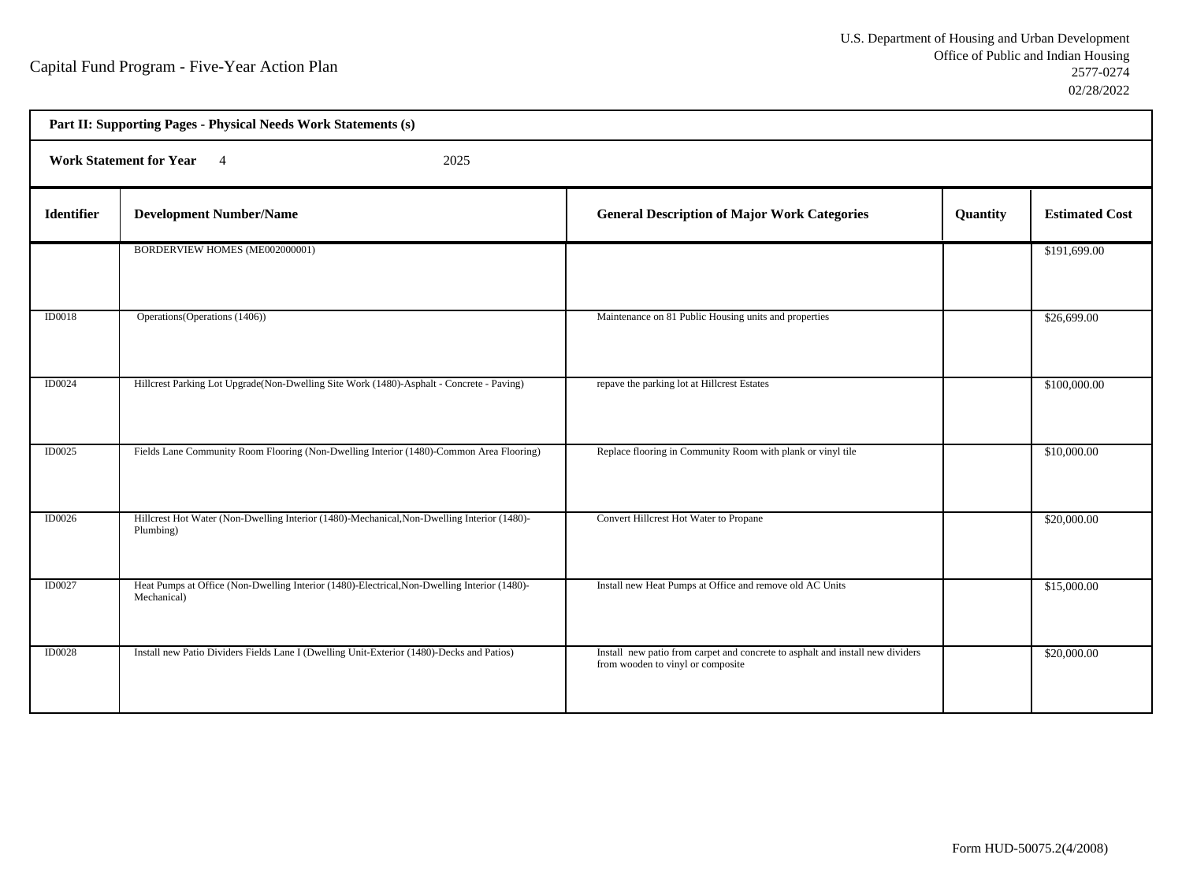Capital Fund Program - Five-Year Action Plan

U.S. Department of Housing and Urban Development
Office of Public and Indian Housing
2577-0274
02/28/2022

**Part II: Supporting Pages - Physical Needs Work Statements (s)**

**Work Statement for Year** 4 2025

| Identifier | Development Number/Name | General Description of Major Work Categories | Quantity | Estimated Cost |
|---|---|---|---|---|
| | BORDERVIEW HOMES (ME002000001) | | | $191,699.00 |
| ID0018 | Operations(Operations (1406)) | Maintenance on 81 Public Housing units and properties | | $26,699.00 |
| ID0024 | Hillcrest Parking Lot Upgrade(Non-Dwelling Site Work (1480)-Asphalt - Concrete - Paving) | repave the parking lot at Hillcrest Estates | | $100,000.00 |
| ID0025 | Fields Lane Community Room Flooring (Non-Dwelling Interior (1480)-Common Area Flooring) | Replace flooring in Community Room with plank or vinyl tile | | $10,000.00 |
| ID0026 | Hillcrest Hot Water (Non-Dwelling Interior (1480)-Mechanical,Non-Dwelling Interior (1480)-Plumbing) | Convert Hillcrest Hot Water to Propane | | $20,000.00 |
| ID0027 | Heat Pumps at Office (Non-Dwelling Interior (1480)-Electrical,Non-Dwelling Interior (1480)-Mechanical) | Install new Heat Pumps at Office and remove old AC Units | | $15,000.00 |
| ID0028 | Install new Patio Dividers Fields Lane I (Dwelling Unit-Exterior (1480)-Decks and Patios) | Install new patio from carpet and concrete to asphalt and install new dividers from wooden to vinyl or composite | | $20,000.00 |

Form HUD-50075.2(4/2008)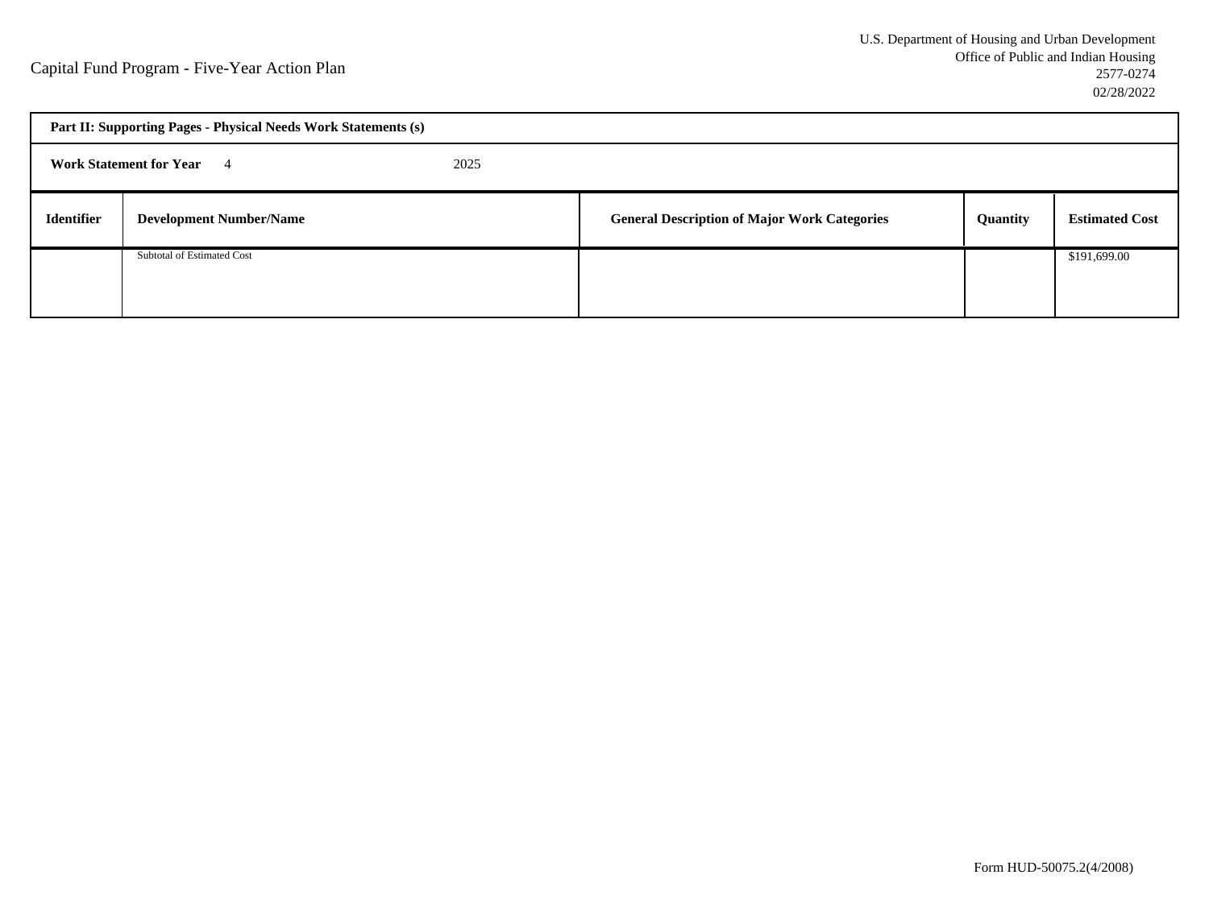Capital Fund Program - Five-Year Action Plan

U.S. Department of Housing and Urban Development
Office of Public and Indian Housing
2577-0274
02/28/2022

**Part II: Supporting Pages - Physical Needs Work Statements (s)**

**Work Statement for Year** 4 2025

| Identifier | Development Number/Name | General Description of Major Work Categories | Quantity | Estimated Cost |
|---|---|---|---|---|
| | Subtotal of Estimated Cost | | | $191,699.00 |

Form HUD-50075.2(4/2008)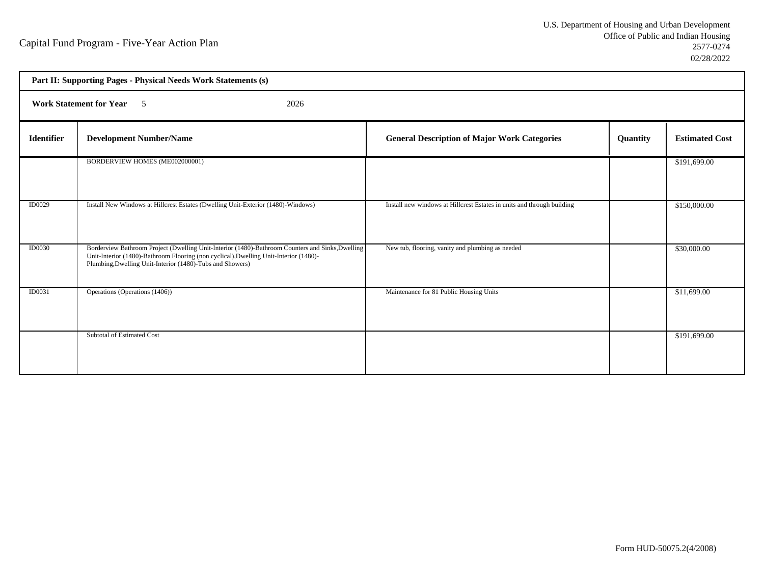Capital Fund Program - Five-Year Action Plan

U.S. Department of Housing and Urban Development
Office of Public and Indian Housing
2577-0274
02/28/2022

**Part II: Supporting Pages - Physical Needs Work Statements (s)**

**Work Statement for Year** 5 2026

| Identifier | Development Number/Name | General Description of Major Work Categories | Quantity | Estimated Cost |
|---|---|---|---|---|
| | BORDERVIEW HOMES (ME002000001) | | | $191,699.00 |
| ID0029 | Install New Windows at Hillcrest Estates (Dwelling Unit-Exterior (1480)-Windows) | Install new windows at Hillcrest Estates in units and through building | | $150,000.00 |
| ID0030 | Borderview Bathroom Project (Dwelling Unit-Interior (1480)-Bathroom Counters and Sinks,Dwelling Unit-Interior (1480)-Bathroom Flooring (non cyclical),Dwelling Unit-Interior (1480)-Plumbing,Dwelling Unit-Interior (1480)-Tubs and Showers) | New tub, flooring, vanity and plumbing as needed | | $30,000.00 |
| ID0031 | Operations (Operations (1406)) | Maintenance for 81 Public Housing Units | | $11,699.00 |
| | Subtotal of Estimated Cost | | | $191,699.00 |

Form HUD-50075.2(4/2008)